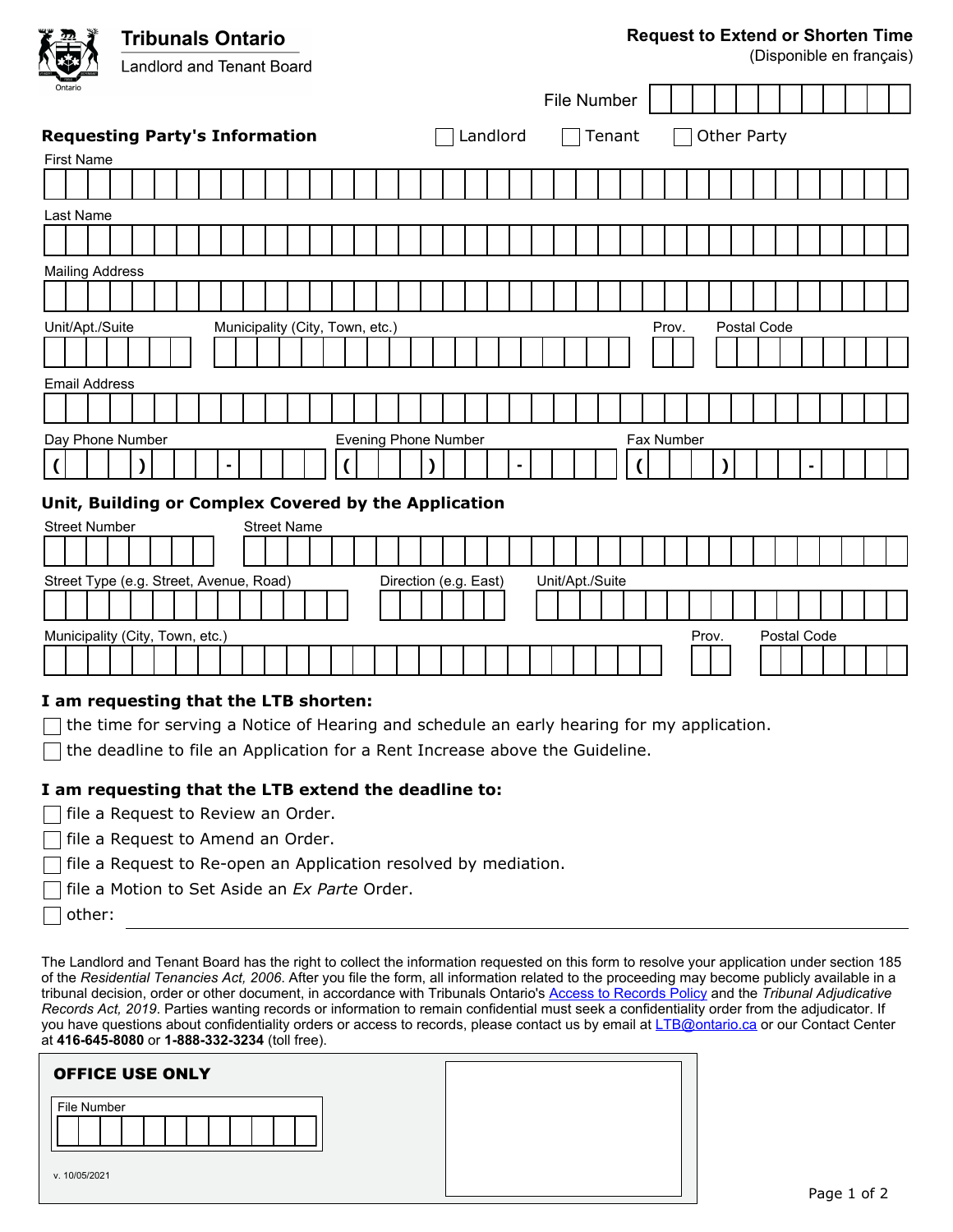Tribunals Ontario

Landlord and Tenant Board

# Request to Extend or Shorten Time

(Disponible en français)

File Number

## Requesting Party's Information

☐ Landlord ☐ Tenant ☐ Other Party

First Name

Last Name

Mailing Address

Unit/Apt./Suite

Municipality (City, Town, etc.)

Prov.

Postal Code

Email Address

Day Phone Number ( ) -

Evening Phone Number ( ) -

Fax Number ( ) -

## Unit, Building or Complex Covered by the Application

Street Number

Street Name

Street Type (e.g. Street, Avenue, Road)

Direction (e.g. East)

Unit/Apt./Suite

Municipality (City, Town, etc.)

Prov.

Postal Code

## I am requesting that the LTB shorten:

☐ the time for serving a Notice of Hearing and schedule an early hearing for my application.

☐ the deadline to file an Application for a Rent Increase above the Guideline.

## I am requesting that the LTB extend the deadline to:

☐ file a Request to Review an Order.

☐ file a Request to Amend an Order.

☐ file a Request to Re-open an Application resolved by mediation.

☐ file a Motion to Set Aside an *Ex Parte* Order.

☐ other: ____________________

The Landlord and Tenant Board has the right to collect the information requested on this form to resolve your application under section 185 of the *Residential Tenancies Act, 2006*. After you file the form, all information related to the proceeding may become publicly available in a tribunal decision, order or other document, in accordance with Tribunals Ontario's Access to Records Policy and the *Tribunal Adjudicative Records Act, 2019*. Parties wanting records or information to remain confidential must seek a confidentiality order from the adjudicator. If you have questions about confidentiality orders or access to records, please contact us by email at LTB@ontario.ca or our Contact Center at **416-645-8080** or **1-888-332-3234** (toll free).

**OFFICE USE ONLY**

File Number

v. 10/05/2021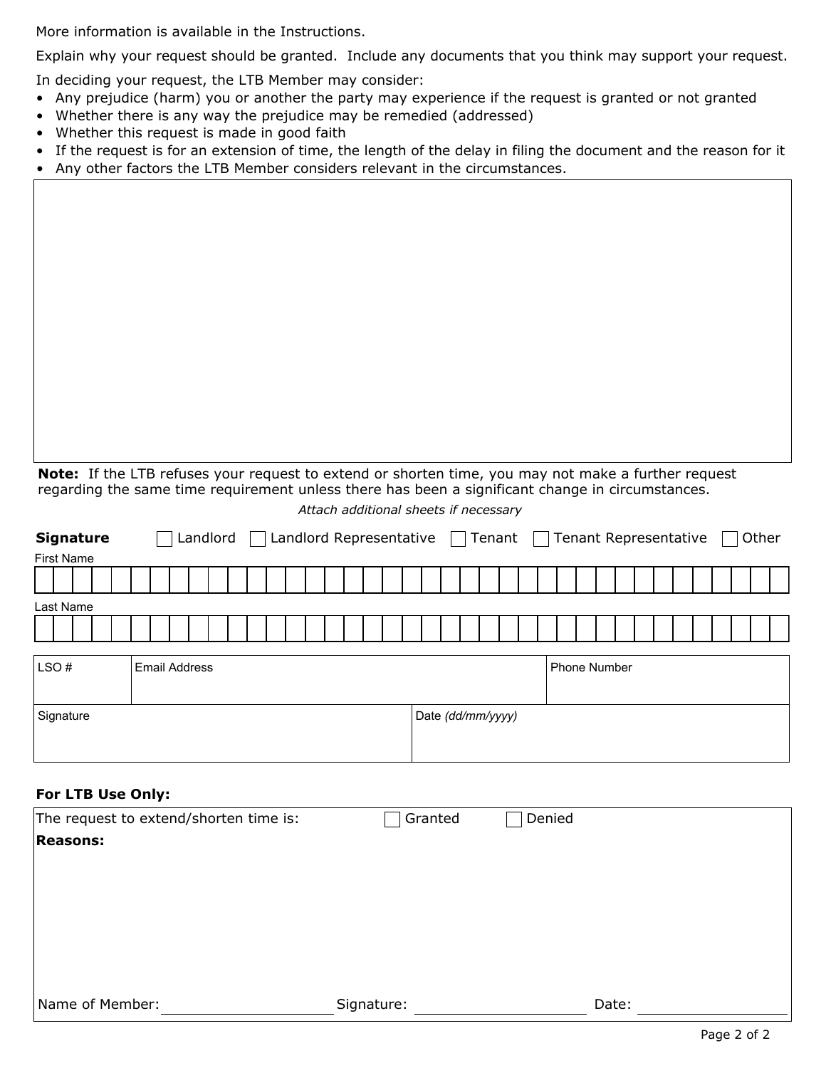More information is available in the Instructions.

Explain why your request should be granted. Include any documents that you think may support your request.

In deciding your request, the LTB Member may consider:

- Any prejudice (harm) you or another the party may experience if the request is granted or not granted
- Whether there is any way the prejudice may be remedied (addressed)
- Whether this request is made in good faith
- If the request is for an extension of time, the length of the delay in filing the document and the reason for it
- Any other factors the LTB Member considers relevant in the circumstances.

**Note:** If the LTB refuses your request to extend or shorten time, you may not make a further request regarding the same time requirement unless there has been a significant change in circumstances.

*Attach additional sheets if necessary*

**Signature** ☐ Landlord ☐ Landlord Representative ☐ Tenant ☐ Tenant Representative ☐ Other

First Name

Last Name

| LSO # | Email Address | Phone Number |
|---|---|---|
| | | |

| Signature | Date *(dd/mm/yyyy)* |
|---|---|
| | |

**For LTB Use Only:**

The request to extend/shorten time is: ☐ Granted ☐ Denied

**Reasons:**

Name of Member: \_\_\_\_\_\_\_\_\_\_ Signature: \_\_\_\_\_\_\_\_\_\_ Date: \_\_\_\_\_\_\_\_\_\_